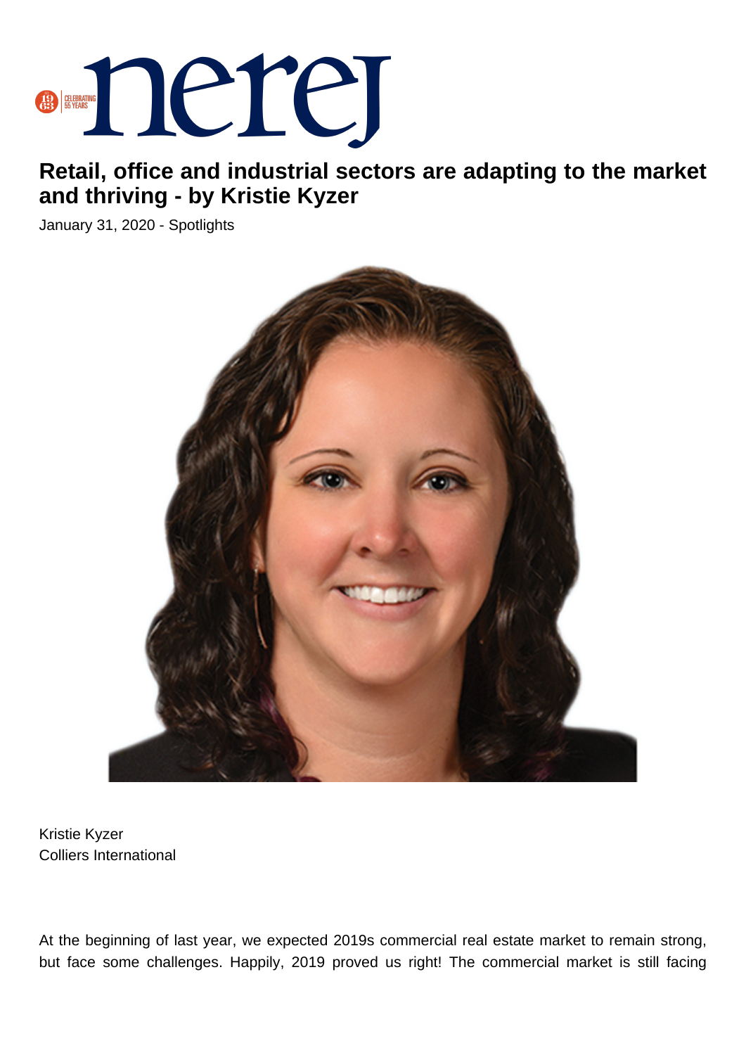# Retail, office and industrial sectors are adapting to the market and thriving - by Kristie Kyzer

January 31, 2020 - Spotlights

Kristie Kyzer
Colliers International

At the beginning of last year, we expected 2019s commercial real estate market to remain strong, but face some challenges. Happily, 2019 proved us right! The commercial market is still facing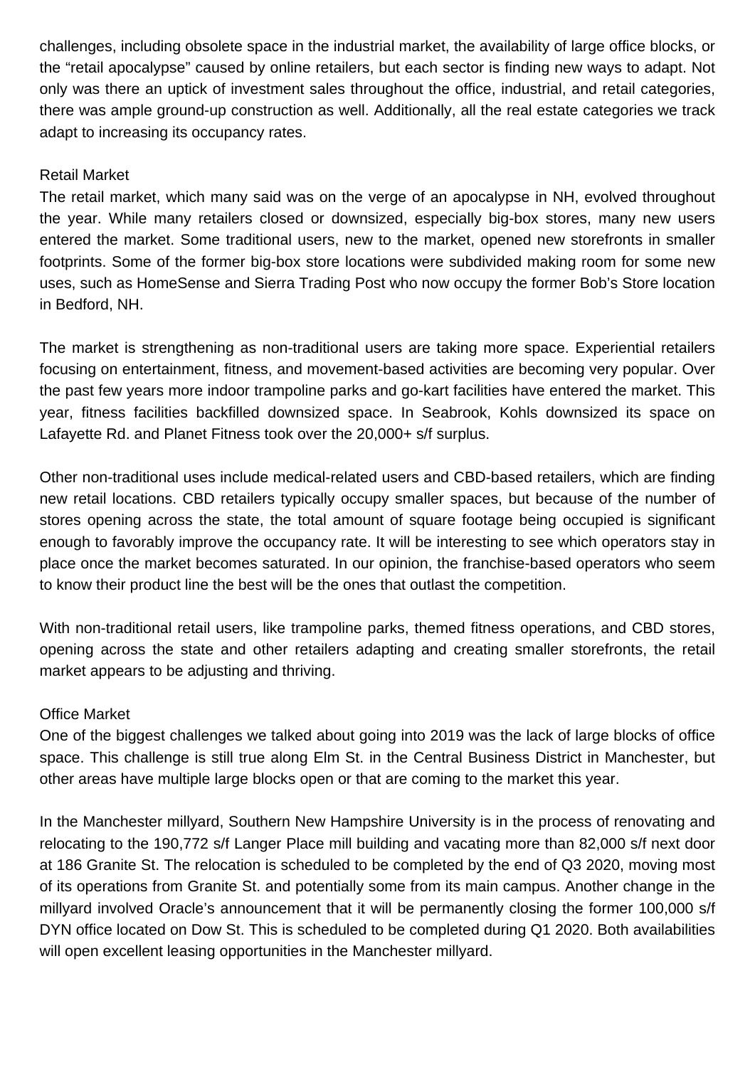challenges, including obsolete space in the industrial market, the availability of large office blocks, or the “retail apocalypse” caused by online retailers, but each sector is finding new ways to adapt. Not only was there an uptick of investment sales throughout the office, industrial, and retail categories, there was ample ground-up construction as well. Additionally, all the real estate categories we track adapt to increasing its occupancy rates.

## Retail Market

The retail market, which many said was on the verge of an apocalypse in NH, evolved throughout the year. While many retailers closed or downsized, especially big-box stores, many new users entered the market. Some traditional users, new to the market, opened new storefronts in smaller footprints. Some of the former big-box store locations were subdivided making room for some new uses, such as HomeSense and Sierra Trading Post who now occupy the former Bob’s Store location in Bedford, NH.

The market is strengthening as non-traditional users are taking more space. Experiential retailers focusing on entertainment, fitness, and movement-based activities are becoming very popular. Over the past few years more indoor trampoline parks and go-kart facilities have entered the market. This year, fitness facilities backfilled downsized space. In Seabrook, Kohls downsized its space on Lafayette Rd. and Planet Fitness took over the 20,000+ s/f surplus.

Other non-traditional uses include medical-related users and CBD-based retailers, which are finding new retail locations. CBD retailers typically occupy smaller spaces, but because of the number of stores opening across the state, the total amount of square footage being occupied is significant enough to favorably improve the occupancy rate. It will be interesting to see which operators stay in place once the market becomes saturated. In our opinion, the franchise-based operators who seem to know their product line the best will be the ones that outlast the competition.

With non-traditional retail users, like trampoline parks, themed fitness operations, and CBD stores, opening across the state and other retailers adapting and creating smaller storefronts, the retail market appears to be adjusting and thriving.

## Office Market

One of the biggest challenges we talked about going into 2019 was the lack of large blocks of office space. This challenge is still true along Elm St. in the Central Business District in Manchester, but other areas have multiple large blocks open or that are coming to the market this year.

In the Manchester millyard, Southern New Hampshire University is in the process of renovating and relocating to the 190,772 s/f Langer Place mill building and vacating more than 82,000 s/f next door at 186 Granite St. The relocation is scheduled to be completed by the end of Q3 2020, moving most of its operations from Granite St. and potentially some from its main campus. Another change in the millyard involved Oracle’s announcement that it will be permanently closing the former 100,000 s/f DYN office located on Dow St. This is scheduled to be completed during Q1 2020. Both availabilities will open excellent leasing opportunities in the Manchester millyard.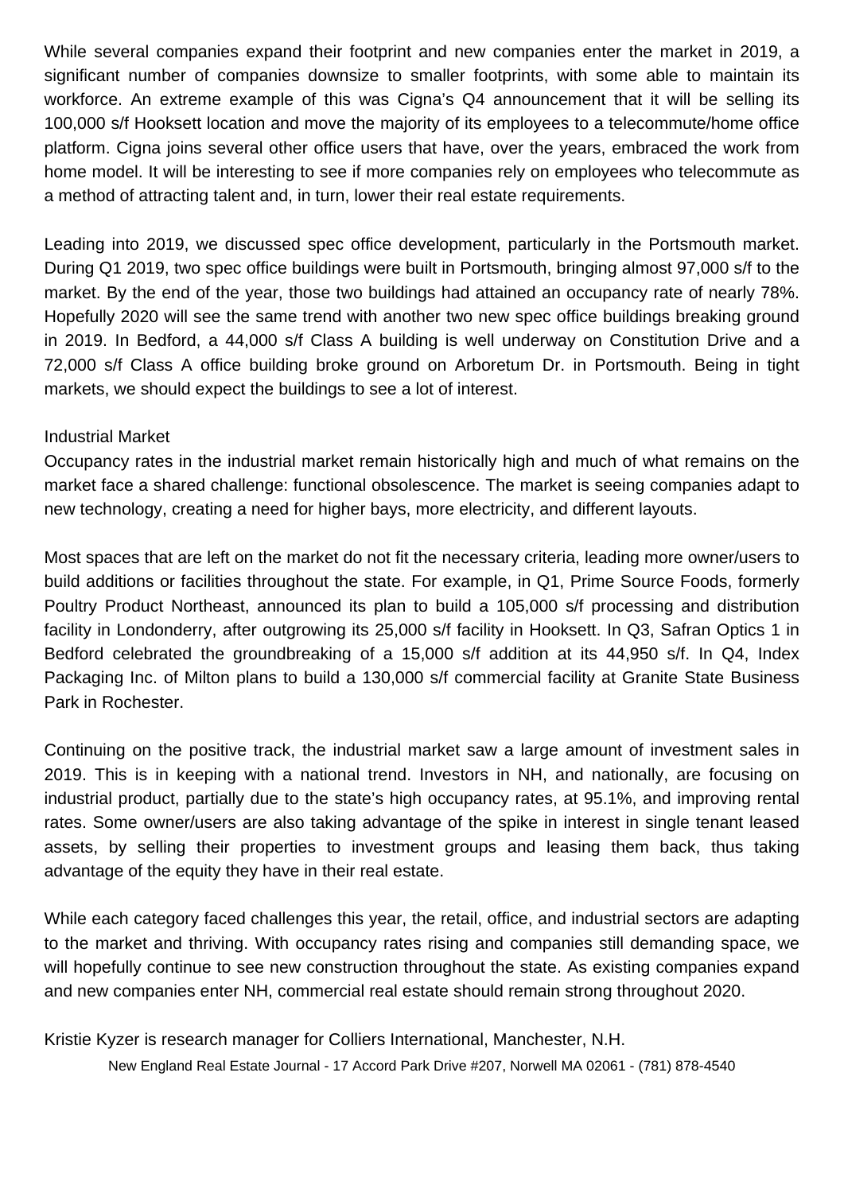While several companies expand their footprint and new companies enter the market in 2019, a significant number of companies downsize to smaller footprints, with some able to maintain its workforce. An extreme example of this was Cigna's Q4 announcement that it will be selling its 100,000 s/f Hooksett location and move the majority of its employees to a telecommute/home office platform. Cigna joins several other office users that have, over the years, embraced the work from home model. It will be interesting to see if more companies rely on employees who telecommute as a method of attracting talent and, in turn, lower their real estate requirements.

Leading into 2019, we discussed spec office development, particularly in the Portsmouth market. During Q1 2019, two spec office buildings were built in Portsmouth, bringing almost 97,000 s/f to the market. By the end of the year, those two buildings had attained an occupancy rate of nearly 78%. Hopefully 2020 will see the same trend with another two new spec office buildings breaking ground in 2019. In Bedford, a 44,000 s/f Class A building is well underway on Constitution Drive and a 72,000 s/f Class A office building broke ground on Arboretum Dr. in Portsmouth. Being in tight markets, we should expect the buildings to see a lot of interest.

Industrial Market

Occupancy rates in the industrial market remain historically high and much of what remains on the market face a shared challenge: functional obsolescence. The market is seeing companies adapt to new technology, creating a need for higher bays, more electricity, and different layouts.

Most spaces that are left on the market do not fit the necessary criteria, leading more owner/users to build additions or facilities throughout the state. For example, in Q1, Prime Source Foods, formerly Poultry Product Northeast, announced its plan to build a 105,000 s/f processing and distribution facility in Londonderry, after outgrowing its 25,000 s/f facility in Hooksett. In Q3, Safran Optics 1 in Bedford celebrated the groundbreaking of a 15,000 s/f addition at its 44,950 s/f. In Q4, Index Packaging Inc. of Milton plans to build a 130,000 s/f commercial facility at Granite State Business Park in Rochester.

Continuing on the positive track, the industrial market saw a large amount of investment sales in 2019. This is in keeping with a national trend. Investors in NH, and nationally, are focusing on industrial product, partially due to the state's high occupancy rates, at 95.1%, and improving rental rates. Some owner/users are also taking advantage of the spike in interest in single tenant leased assets, by selling their properties to investment groups and leasing them back, thus taking advantage of the equity they have in their real estate.

While each category faced challenges this year, the retail, office, and industrial sectors are adapting to the market and thriving. With occupancy rates rising and companies still demanding space, we will hopefully continue to see new construction throughout the state. As existing companies expand and new companies enter NH, commercial real estate should remain strong throughout 2020.

Kristie Kyzer is research manager for Colliers International, Manchester, N.H.